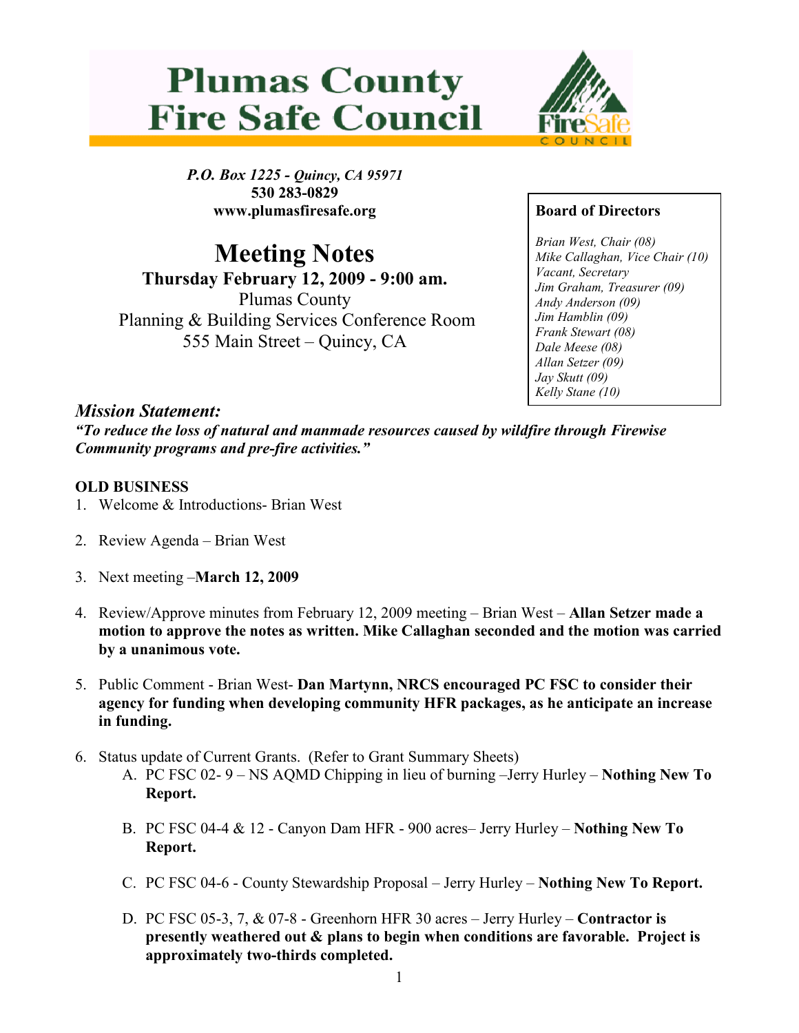# Plumas County Fire Safe Council

*P.O. Box 1225 - Quincy, CA 95971*
**530 283-0829**
**www.plumasfiresafe.org**

## Meeting Notes

**Thursday February 12, 2009 - 9:00 am.**
Plumas County
Planning & Building Services Conference Room
555 Main Street – Quincy, CA

**Board of Directors**

*Brian West, Chair (08)*
*Mike Callaghan, Vice Chair (10)*
*Vacant, Secretary*
*Jim Graham, Treasurer (09)*
*Andy Anderson (09)*
*Jim Hamblin (09)*
*Frank Stewart (08)*
*Dale Meese (08)*
*Allan Setzer (09)*
*Jay Skutt (09)*
*Kelly Stane (10)*

### *Mission Statement:*

***"To reduce the loss of natural and manmade resources caused by wildfire through Firewise Community programs and pre-fire activities."***

**OLD BUSINESS**

1. Welcome & Introductions- Brian West

2. Review Agenda – Brian West

3. Next meeting –**March 12, 2009**

4. Review/Approve minutes from February 12, 2009 meeting – Brian West – **Allan Setzer made a motion to approve the notes as written. Mike Callaghan seconded and the motion was carried by a unanimous vote.**

5. Public Comment - Brian West- **Dan Martynn, NRCS encouraged PC FSC to consider their agency for funding when developing community HFR packages, as he anticipate an increase in funding.**

6. Status update of Current Grants. (Refer to Grant Summary Sheets)
   A. PC FSC 02- 9 – NS AQMD Chipping in lieu of burning –Jerry Hurley – **Nothing New To Report.**

   B. PC FSC 04-4 & 12 - Canyon Dam HFR - 900 acres– Jerry Hurley – **Nothing New To Report.**

   C. PC FSC 04-6 - County Stewardship Proposal – Jerry Hurley – **Nothing New To Report.**

   D. PC FSC 05-3, 7, & 07-8 - Greenhorn HFR 30 acres – Jerry Hurley – **Contractor is presently weathered out & plans to begin when conditions are favorable. Project is approximately two-thirds completed.**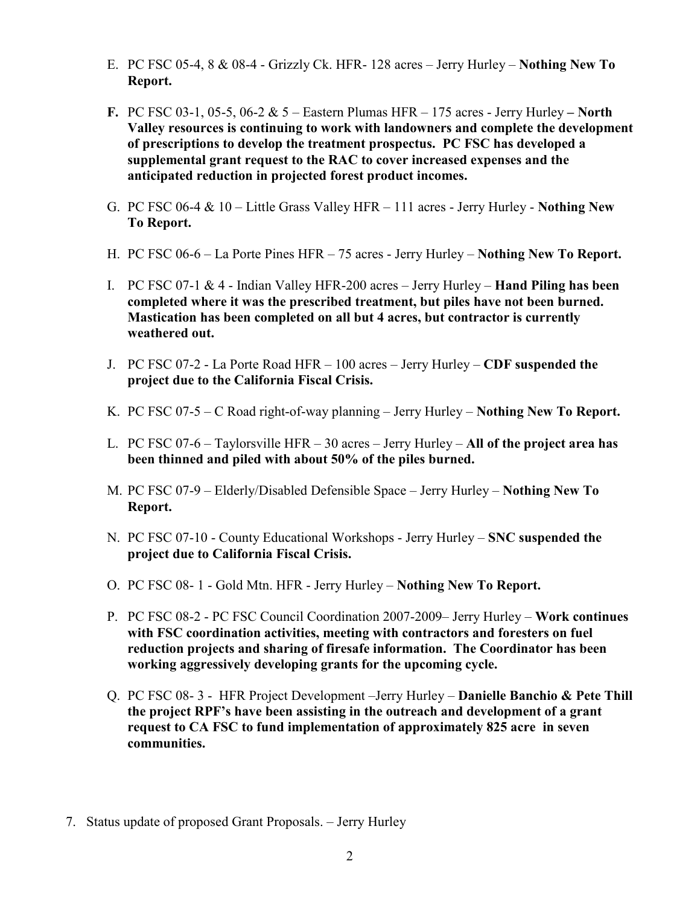E. PC FSC 05-4, 8 & 08-4 - Grizzly Ck. HFR- 128 acres – Jerry Hurley – **Nothing New To Report.**

**F.** PC FSC 03-1, 05-5, 06-2 & 5 – Eastern Plumas HFR – 175 acres - Jerry Hurley **– North Valley resources is continuing to work with landowners and complete the development of prescriptions to develop the treatment prospectus. PC FSC has developed a supplemental grant request to the RAC to cover increased expenses and the anticipated reduction in projected forest product incomes.**

G. PC FSC 06-4 & 10 – Little Grass Valley HFR – 111 acres - Jerry Hurley - **Nothing New To Report.**

H. PC FSC 06-6 – La Porte Pines HFR – 75 acres - Jerry Hurley – **Nothing New To Report.**

I. PC FSC 07-1 & 4 - Indian Valley HFR-200 acres – Jerry Hurley – **Hand Piling has been completed where it was the prescribed treatment, but piles have not been burned. Mastication has been completed on all but 4 acres, but contractor is currently weathered out.**

J. PC FSC 07-2 - La Porte Road HFR – 100 acres – Jerry Hurley – **CDF suspended the project due to the California Fiscal Crisis.**

K. PC FSC 07-5 – C Road right-of-way planning – Jerry Hurley – **Nothing New To Report.**

L. PC FSC 07-6 – Taylorsville HFR – 30 acres – Jerry Hurley – **All of the project area has been thinned and piled with about 50% of the piles burned.**

M. PC FSC 07-9 – Elderly/Disabled Defensible Space – Jerry Hurley – **Nothing New To Report.**

N. PC FSC 07-10 - County Educational Workshops - Jerry Hurley – **SNC suspended the project due to California Fiscal Crisis.**

O. PC FSC 08- 1 - Gold Mtn. HFR - Jerry Hurley – **Nothing New To Report.**

P. PC FSC 08-2 - PC FSC Council Coordination 2007-2009– Jerry Hurley – **Work continues with FSC coordination activities, meeting with contractors and foresters on fuel reduction projects and sharing of firesafe information. The Coordinator has been working aggressively developing grants for the upcoming cycle.**

Q. PC FSC 08- 3 - HFR Project Development –Jerry Hurley – **Danielle Banchio & Pete Thill the project RPF's have been assisting in the outreach and development of a grant request to CA FSC to fund implementation of approximately 825 acre in seven communities.**

7. Status update of proposed Grant Proposals. – Jerry Hurley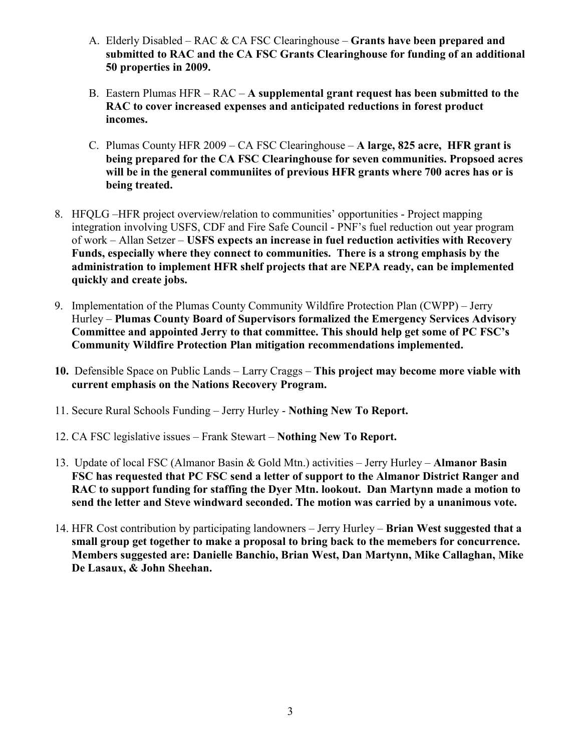A. Elderly Disabled – RAC & CA FSC Clearinghouse – **Grants have been prepared and submitted to RAC and the CA FSC Grants Clearinghouse for funding of an additional 50 properties in 2009.**

B. Eastern Plumas HFR – RAC – **A supplemental grant request has been submitted to the RAC to cover increased expenses and anticipated reductions in forest product incomes.**

C. Plumas County HFR 2009 – CA FSC Clearinghouse – **A large, 825 acre, HFR grant is being prepared for the CA FSC Clearinghouse for seven communities. Propsoed acres will be in the general communiites of previous HFR grants where 700 acres has or is being treated.**

8. HFQLG –HFR project overview/relation to communities' opportunities - Project mapping integration involving USFS, CDF and Fire Safe Council - PNF's fuel reduction out year program of work – Allan Setzer – **USFS expects an increase in fuel reduction activities with Recovery Funds, especially where they connect to communities. There is a strong emphasis by the administration to implement HFR shelf projects that are NEPA ready, can be implemented quickly and create jobs.**

9. Implementation of the Plumas County Community Wildfire Protection Plan (CWPP) – Jerry Hurley – **Plumas County Board of Supervisors formalized the Emergency Services Advisory Committee and appointed Jerry to that committee. This should help get some of PC FSC's Community Wildfire Protection Plan mitigation recommendations implemented.**

**10.** Defensible Space on Public Lands – Larry Craggs – **This project may become more viable with current emphasis on the Nations Recovery Program.**

11. Secure Rural Schools Funding – Jerry Hurley - **Nothing New To Report.**

12. CA FSC legislative issues – Frank Stewart – **Nothing New To Report.**

13. Update of local FSC (Almanor Basin & Gold Mtn.) activities – Jerry Hurley – **Almanor Basin FSC has requested that PC FSC send a letter of support to the Almanor District Ranger and RAC to support funding for staffing the Dyer Mtn. lookout. Dan Martynn made a motion to send the letter and Steve windward seconded. The motion was carried by a unanimous vote.**

14. HFR Cost contribution by participating landowners – Jerry Hurley – **Brian West suggested that a small group get together to make a proposal to bring back to the memebers for concurrence. Members suggested are: Danielle Banchio, Brian West, Dan Martynn, Mike Callaghan, Mike De Lasaux, & John Sheehan.**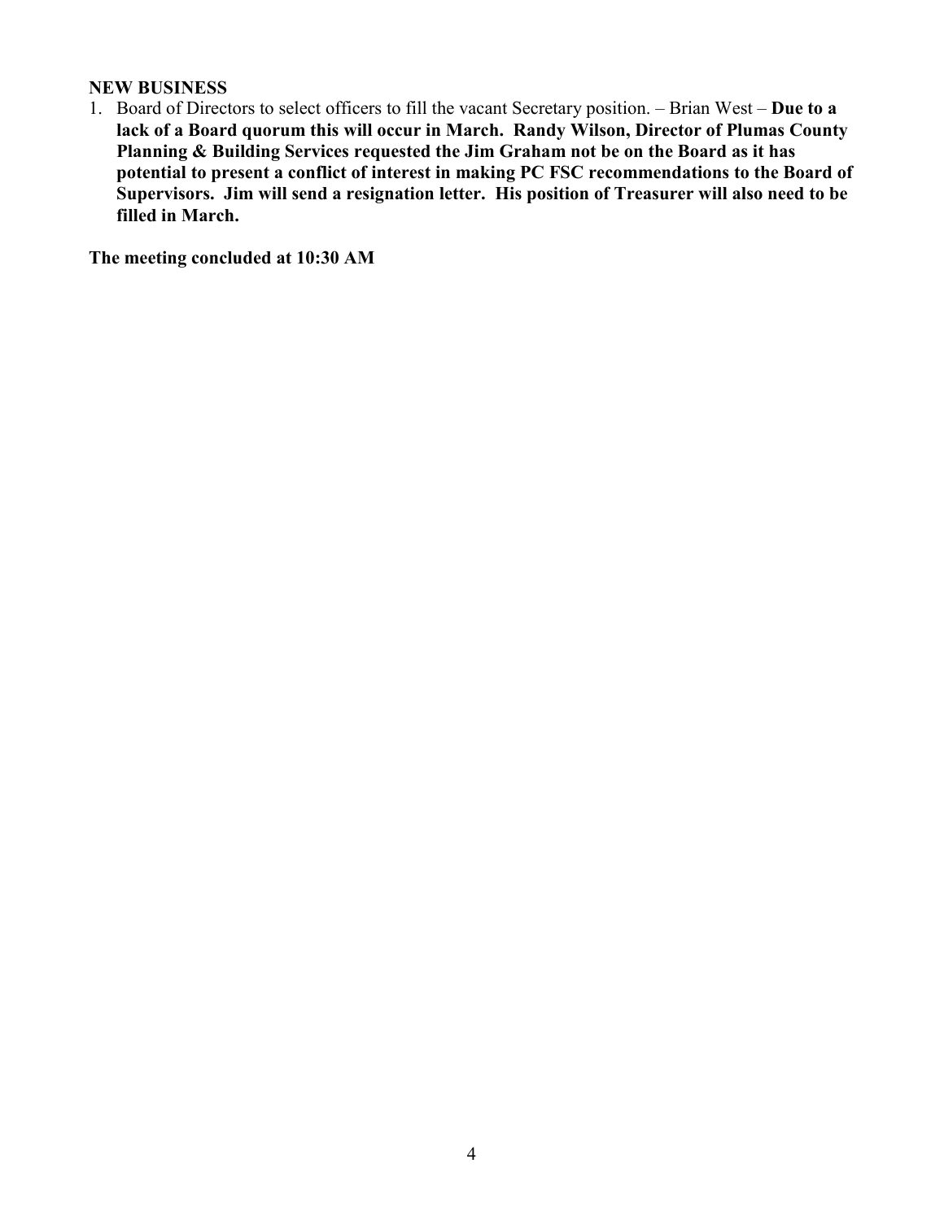**NEW BUSINESS**

1. Board of Directors to select officers to fill the vacant Secretary position. – Brian West – **Due to a lack of a Board quorum this will occur in March. Randy Wilson, Director of Plumas County Planning & Building Services requested the Jim Graham not be on the Board as it has potential to present a conflict of interest in making PC FSC recommendations to the Board of Supervisors. Jim will send a resignation letter. His position of Treasurer will also need to be filled in March.**

**The meeting concluded at 10:30 AM**